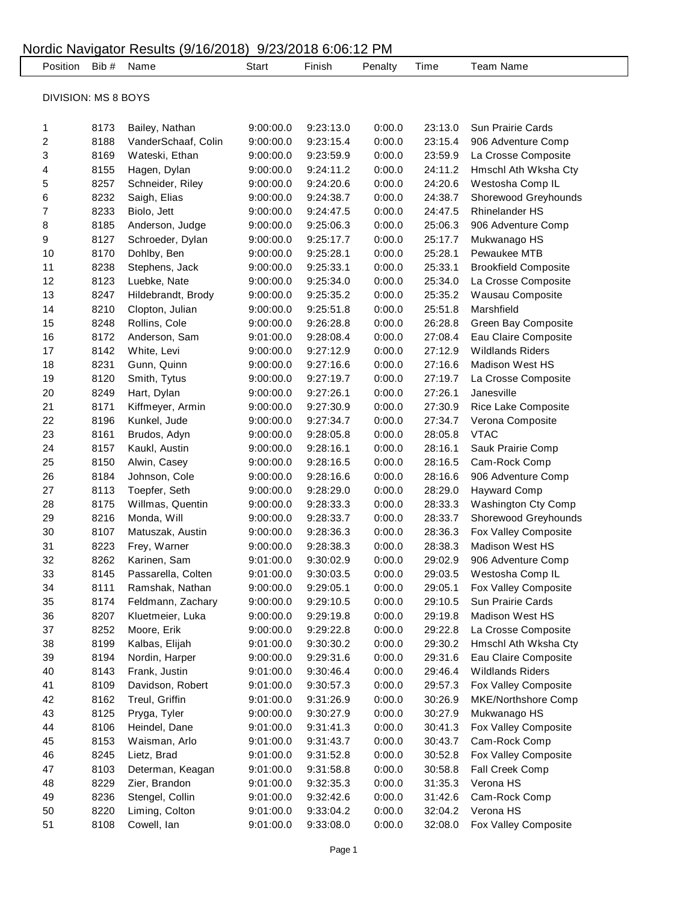# Nordic Navigator Results (9/16/2018) 9/23/2018 6:06:12 PM

| Position | Bib # | Name | Start | Finish | Penalty | Time | Team Name |
|---|---|---|---|---|---|---|---|

DIVISION: MS 8 BOYS

| Position | Bib # | Name | Start | Finish | Penalty | Time | Team Name |
|---|---|---|---|---|---|---|---|
| 1 | 8173 | Bailey, Nathan | 9:00:00.0 | 9:23:13.0 | 0:00.0 | 23:13.0 | Sun Prairie Cards |
| 2 | 8188 | VanderSchaaf, Colin | 9:00:00.0 | 9:23:15.4 | 0:00.0 | 23:15.4 | 906 Adventure Comp |
| 3 | 8169 | Wateski, Ethan | 9:00:00.0 | 9:23:59.9 | 0:00.0 | 23:59.9 | La Crosse Composite |
| 4 | 8155 | Hagen, Dylan | 9:00:00.0 | 9:24:11.2 | 0:00.0 | 24:11.2 | Hmschl Ath Wksha Cty |
| 5 | 8257 | Schneider, Riley | 9:00:00.0 | 9:24:20.6 | 0:00.0 | 24:20.6 | Westosha Comp IL |
| 6 | 8232 | Saigh, Elias | 9:00:00.0 | 9:24:38.7 | 0:00.0 | 24:38.7 | Shorewood Greyhounds |
| 7 | 8233 | Biolo, Jett | 9:00:00.0 | 9:24:47.5 | 0:00.0 | 24:47.5 | Rhinelander HS |
| 8 | 8185 | Anderson, Judge | 9:00:00.0 | 9:25:06.3 | 0:00.0 | 25:06.3 | 906 Adventure Comp |
| 9 | 8127 | Schroeder, Dylan | 9:00:00.0 | 9:25:17.7 | 0:00.0 | 25:17.7 | Mukwanago HS |
| 10 | 8170 | Dohlby, Ben | 9:00:00.0 | 9:25:28.1 | 0:00.0 | 25:28.1 | Pewaukee MTB |
| 11 | 8238 | Stephens, Jack | 9:00:00.0 | 9:25:33.1 | 0:00.0 | 25:33.1 | Brookfield Composite |
| 12 | 8123 | Luebke, Nate | 9:00:00.0 | 9:25:34.0 | 0:00.0 | 25:34.0 | La Crosse Composite |
| 13 | 8247 | Hildebrandt, Brody | 9:00:00.0 | 9:25:35.2 | 0:00.0 | 25:35.2 | Wausau Composite |
| 14 | 8210 | Clopton, Julian | 9:00:00.0 | 9:25:51.8 | 0:00.0 | 25:51.8 | Marshfield |
| 15 | 8248 | Rollins, Cole | 9:00:00.0 | 9:26:28.8 | 0:00.0 | 26:28.8 | Green Bay Composite |
| 16 | 8172 | Anderson, Sam | 9:01:00.0 | 9:28:08.4 | 0:00.0 | 27:08.4 | Eau Claire Composite |
| 17 | 8142 | White, Levi | 9:00:00.0 | 9:27:12.9 | 0:00.0 | 27:12.9 | Wildlands Riders |
| 18 | 8231 | Gunn, Quinn | 9:00:00.0 | 9:27:16.6 | 0:00.0 | 27:16.6 | Madison West HS |
| 19 | 8120 | Smith, Tytus | 9:00:00.0 | 9:27:19.7 | 0:00.0 | 27:19.7 | La Crosse Composite |
| 20 | 8249 | Hart, Dylan | 9:00:00.0 | 9:27:26.1 | 0:00.0 | 27:26.1 | Janesville |
| 21 | 8171 | Kiffmeyer, Armin | 9:00:00.0 | 9:27:30.9 | 0:00.0 | 27:30.9 | Rice Lake Composite |
| 22 | 8196 | Kunkel, Jude | 9:00:00.0 | 9:27:34.7 | 0:00.0 | 27:34.7 | Verona Composite |
| 23 | 8161 | Brudos, Adyn | 9:00:00.0 | 9:28:05.8 | 0:00.0 | 28:05.8 | VTAC |
| 24 | 8157 | Kaukl, Austin | 9:00:00.0 | 9:28:16.1 | 0:00.0 | 28:16.1 | Sauk Prairie Comp |
| 25 | 8150 | Alwin, Casey | 9:00:00.0 | 9:28:16.5 | 0:00.0 | 28:16.5 | Cam-Rock Comp |
| 26 | 8184 | Johnson, Cole | 9:00:00.0 | 9:28:16.6 | 0:00.0 | 28:16.6 | 906 Adventure Comp |
| 27 | 8113 | Toepfer, Seth | 9:00:00.0 | 9:28:29.0 | 0:00.0 | 28:29.0 | Hayward Comp |
| 28 | 8175 | Willmas, Quentin | 9:00:00.0 | 9:28:33.3 | 0:00.0 | 28:33.3 | Washington Cty Comp |
| 29 | 8216 | Monda, Will | 9:00:00.0 | 9:28:33.7 | 0:00.0 | 28:33.7 | Shorewood Greyhounds |
| 30 | 8107 | Matuszak, Austin | 9:00:00.0 | 9:28:36.3 | 0:00.0 | 28:36.3 | Fox Valley Composite |
| 31 | 8223 | Frey, Warner | 9:00:00.0 | 9:28:38.3 | 0:00.0 | 28:38.3 | Madison West HS |
| 32 | 8262 | Karinen, Sam | 9:01:00.0 | 9:30:02.9 | 0:00.0 | 29:02.9 | 906 Adventure Comp |
| 33 | 8145 | Passarella, Colten | 9:01:00.0 | 9:30:03.5 | 0:00.0 | 29:03.5 | Westosha Comp IL |
| 34 | 8111 | Ramshak, Nathan | 9:00:00.0 | 9:29:05.1 | 0:00.0 | 29:05.1 | Fox Valley Composite |
| 35 | 8174 | Feldmann, Zachary | 9:00:00.0 | 9:29:10.5 | 0:00.0 | 29:10.5 | Sun Prairie Cards |
| 36 | 8207 | Kluetmeier, Luka | 9:00:00.0 | 9:29:19.8 | 0:00.0 | 29:19.8 | Madison West HS |
| 37 | 8252 | Moore, Erik | 9:00:00.0 | 9:29:22.8 | 0:00.0 | 29:22.8 | La Crosse Composite |
| 38 | 8199 | Kalbas, Elijah | 9:01:00.0 | 9:30:30.2 | 0:00.0 | 29:30.2 | Hmschl Ath Wksha Cty |
| 39 | 8194 | Nordin, Harper | 9:00:00.0 | 9:29:31.6 | 0:00.0 | 29:31.6 | Eau Claire Composite |
| 40 | 8143 | Frank, Justin | 9:01:00.0 | 9:30:46.4 | 0:00.0 | 29:46.4 | Wildlands Riders |
| 41 | 8109 | Davidson, Robert | 9:01:00.0 | 9:30:57.3 | 0:00.0 | 29:57.3 | Fox Valley Composite |
| 42 | 8162 | Treul, Griffin | 9:01:00.0 | 9:31:26.9 | 0:00.0 | 30:26.9 | MKE/Northshore Comp |
| 43 | 8125 | Pryga, Tyler | 9:00:00.0 | 9:30:27.9 | 0:00.0 | 30:27.9 | Mukwanago HS |
| 44 | 8106 | Heindel, Dane | 9:01:00.0 | 9:31:41.3 | 0:00.0 | 30:41.3 | Fox Valley Composite |
| 45 | 8153 | Waisman, Arlo | 9:01:00.0 | 9:31:43.7 | 0:00.0 | 30:43.7 | Cam-Rock Comp |
| 46 | 8245 | Lietz, Brad | 9:01:00.0 | 9:31:52.8 | 0:00.0 | 30:52.8 | Fox Valley Composite |
| 47 | 8103 | Determan, Keagan | 9:01:00.0 | 9:31:58.8 | 0:00.0 | 30:58.8 | Fall Creek Comp |
| 48 | 8229 | Zier, Brandon | 9:01:00.0 | 9:32:35.3 | 0:00.0 | 31:35.3 | Verona HS |
| 49 | 8236 | Stengel, Collin | 9:01:00.0 | 9:32:42.6 | 0:00.0 | 31:42.6 | Cam-Rock Comp |
| 50 | 8220 | Liming, Colton | 9:01:00.0 | 9:33:04.2 | 0:00.0 | 32:04.2 | Verona HS |
| 51 | 8108 | Cowell, Ian | 9:01:00.0 | 9:33:08.0 | 0:00.0 | 32:08.0 | Fox Valley Composite |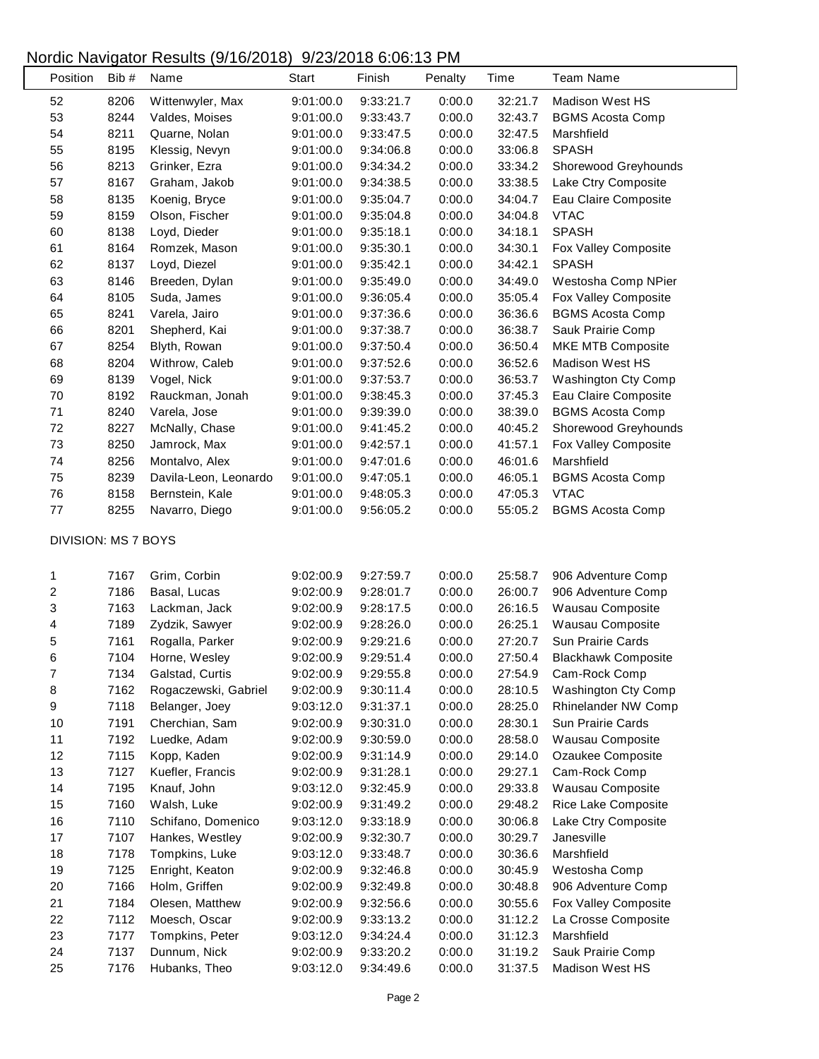# Nordic Navigator Results (9/16/2018) 9/23/2018 6:06:13 PM

| Position | Bib # | Name | Start | Finish | Penalty | Time | Team Name |
|---|---|---|---|---|---|---|---|
| 52 | 8206 | Wittenwyler, Max | 9:01:00.0 | 9:33:21.7 | 0:00.0 | 32:21.7 | Madison West HS |
| 53 | 8244 | Valdes, Moises | 9:01:00.0 | 9:33:43.7 | 0:00.0 | 32:43.7 | BGMS Acosta Comp |
| 54 | 8211 | Quarne, Nolan | 9:01:00.0 | 9:33:47.5 | 0:00.0 | 32:47.5 | Marshfield |
| 55 | 8195 | Klessig, Nevyn | 9:01:00.0 | 9:34:06.8 | 0:00.0 | 33:06.8 | SPASH |
| 56 | 8213 | Grinker, Ezra | 9:01:00.0 | 9:34:34.2 | 0:00.0 | 33:34.2 | Shorewood Greyhounds |
| 57 | 8167 | Graham, Jakob | 9:01:00.0 | 9:34:38.5 | 0:00.0 | 33:38.5 | Lake Ctry Composite |
| 58 | 8135 | Koenig, Bryce | 9:01:00.0 | 9:35:04.7 | 0:00.0 | 34:04.7 | Eau Claire Composite |
| 59 | 8159 | Olson, Fischer | 9:01:00.0 | 9:35:04.8 | 0:00.0 | 34:04.8 | VTAC |
| 60 | 8138 | Loyd, Dieder | 9:01:00.0 | 9:35:18.1 | 0:00.0 | 34:18.1 | SPASH |
| 61 | 8164 | Romzek, Mason | 9:01:00.0 | 9:35:30.1 | 0:00.0 | 34:30.1 | Fox Valley Composite |
| 62 | 8137 | Loyd, Diezel | 9:01:00.0 | 9:35:42.1 | 0:00.0 | 34:42.1 | SPASH |
| 63 | 8146 | Breeden, Dylan | 9:01:00.0 | 9:35:49.0 | 0:00.0 | 34:49.0 | Westosha Comp NPier |
| 64 | 8105 | Suda, James | 9:01:00.0 | 9:36:05.4 | 0:00.0 | 35:05.4 | Fox Valley Composite |
| 65 | 8241 | Varela, Jairo | 9:01:00.0 | 9:37:36.6 | 0:00.0 | 36:36.6 | BGMS Acosta Comp |
| 66 | 8201 | Shepherd, Kai | 9:01:00.0 | 9:37:38.7 | 0:00.0 | 36:38.7 | Sauk Prairie Comp |
| 67 | 8254 | Blyth, Rowan | 9:01:00.0 | 9:37:50.4 | 0:00.0 | 36:50.4 | MKE MTB Composite |
| 68 | 8204 | Withrow, Caleb | 9:01:00.0 | 9:37:52.6 | 0:00.0 | 36:52.6 | Madison West HS |
| 69 | 8139 | Vogel, Nick | 9:01:00.0 | 9:37:53.7 | 0:00.0 | 36:53.7 | Washington Cty Comp |
| 70 | 8192 | Rauckman, Jonah | 9:01:00.0 | 9:38:45.3 | 0:00.0 | 37:45.3 | Eau Claire Composite |
| 71 | 8240 | Varela, Jose | 9:01:00.0 | 9:39:39.0 | 0:00.0 | 38:39.0 | BGMS Acosta Comp |
| 72 | 8227 | McNally, Chase | 9:01:00.0 | 9:41:45.2 | 0:00.0 | 40:45.2 | Shorewood Greyhounds |
| 73 | 8250 | Jamrock, Max | 9:01:00.0 | 9:42:57.1 | 0:00.0 | 41:57.1 | Fox Valley Composite |
| 74 | 8256 | Montalvo, Alex | 9:01:00.0 | 9:47:01.6 | 0:00.0 | 46:01.6 | Marshfield |
| 75 | 8239 | Davila-Leon, Leonardo | 9:01:00.0 | 9:47:05.1 | 0:00.0 | 46:05.1 | BGMS Acosta Comp |
| 76 | 8158 | Bernstein, Kale | 9:01:00.0 | 9:48:05.3 | 0:00.0 | 47:05.3 | VTAC |
| 77 | 8255 | Navarro, Diego | 9:01:00.0 | 9:56:05.2 | 0:00.0 | 55:05.2 | BGMS Acosta Comp |

DIVISION: MS 7 BOYS

| Position | Bib # | Name | Start | Finish | Penalty | Time | Team Name |
|---|---|---|---|---|---|---|---|
| 1 | 7167 | Grim, Corbin | 9:02:00.9 | 9:27:59.7 | 0:00.0 | 25:58.7 | 906 Adventure Comp |
| 2 | 7186 | Basal, Lucas | 9:02:00.9 | 9:28:01.7 | 0:00.0 | 26:00.7 | 906 Adventure Comp |
| 3 | 7163 | Lackman, Jack | 9:02:00.9 | 9:28:17.5 | 0:00.0 | 26:16.5 | Wausau Composite |
| 4 | 7189 | Zydzik, Sawyer | 9:02:00.9 | 9:28:26.0 | 0:00.0 | 26:25.1 | Wausau Composite |
| 5 | 7161 | Rogalla, Parker | 9:02:00.9 | 9:29:21.6 | 0:00.0 | 27:20.7 | Sun Prairie Cards |
| 6 | 7104 | Horne, Wesley | 9:02:00.9 | 9:29:51.4 | 0:00.0 | 27:50.4 | Blackhawk Composite |
| 7 | 7134 | Galstad, Curtis | 9:02:00.9 | 9:29:55.8 | 0:00.0 | 27:54.9 | Cam-Rock Comp |
| 8 | 7162 | Rogaczewski, Gabriel | 9:02:00.9 | 9:30:11.4 | 0:00.0 | 28:10.5 | Washington Cty Comp |
| 9 | 7118 | Belanger, Joey | 9:03:12.0 | 9:31:37.1 | 0:00.0 | 28:25.0 | Rhinelander NW Comp |
| 10 | 7191 | Cherchian, Sam | 9:02:00.9 | 9:30:31.0 | 0:00.0 | 28:30.1 | Sun Prairie Cards |
| 11 | 7192 | Luedke, Adam | 9:02:00.9 | 9:30:59.0 | 0:00.0 | 28:58.0 | Wausau Composite |
| 12 | 7115 | Kopp, Kaden | 9:02:00.9 | 9:31:14.9 | 0:00.0 | 29:14.0 | Ozaukee Composite |
| 13 | 7127 | Kuefler, Francis | 9:02:00.9 | 9:31:28.1 | 0:00.0 | 29:27.1 | Cam-Rock Comp |
| 14 | 7195 | Knauf, John | 9:03:12.0 | 9:32:45.9 | 0:00.0 | 29:33.8 | Wausau Composite |
| 15 | 7160 | Walsh, Luke | 9:02:00.9 | 9:31:49.2 | 0:00.0 | 29:48.2 | Rice Lake Composite |
| 16 | 7110 | Schifano, Domenico | 9:03:12.0 | 9:33:18.9 | 0:00.0 | 30:06.8 | Lake Ctry Composite |
| 17 | 7107 | Hankes, Westley | 9:02:00.9 | 9:32:30.7 | 0:00.0 | 30:29.7 | Janesville |
| 18 | 7178 | Tompkins, Luke | 9:03:12.0 | 9:33:48.7 | 0:00.0 | 30:36.6 | Marshfield |
| 19 | 7125 | Enright, Keaton | 9:02:00.9 | 9:32:46.8 | 0:00.0 | 30:45.9 | Westosha Comp |
| 20 | 7166 | Holm, Griffen | 9:02:00.9 | 9:32:49.8 | 0:00.0 | 30:48.8 | 906 Adventure Comp |
| 21 | 7184 | Olesen, Matthew | 9:02:00.9 | 9:32:56.6 | 0:00.0 | 30:55.6 | Fox Valley Composite |
| 22 | 7112 | Moesch, Oscar | 9:02:00.9 | 9:33:13.2 | 0:00.0 | 31:12.2 | La Crosse Composite |
| 23 | 7177 | Tompkins, Peter | 9:03:12.0 | 9:34:24.4 | 0:00.0 | 31:12.3 | Marshfield |
| 24 | 7137 | Dunnum, Nick | 9:02:00.9 | 9:33:20.2 | 0:00.0 | 31:19.2 | Sauk Prairie Comp |
| 25 | 7176 | Hubanks, Theo | 9:03:12.0 | 9:34:49.6 | 0:00.0 | 31:37.5 | Madison West HS |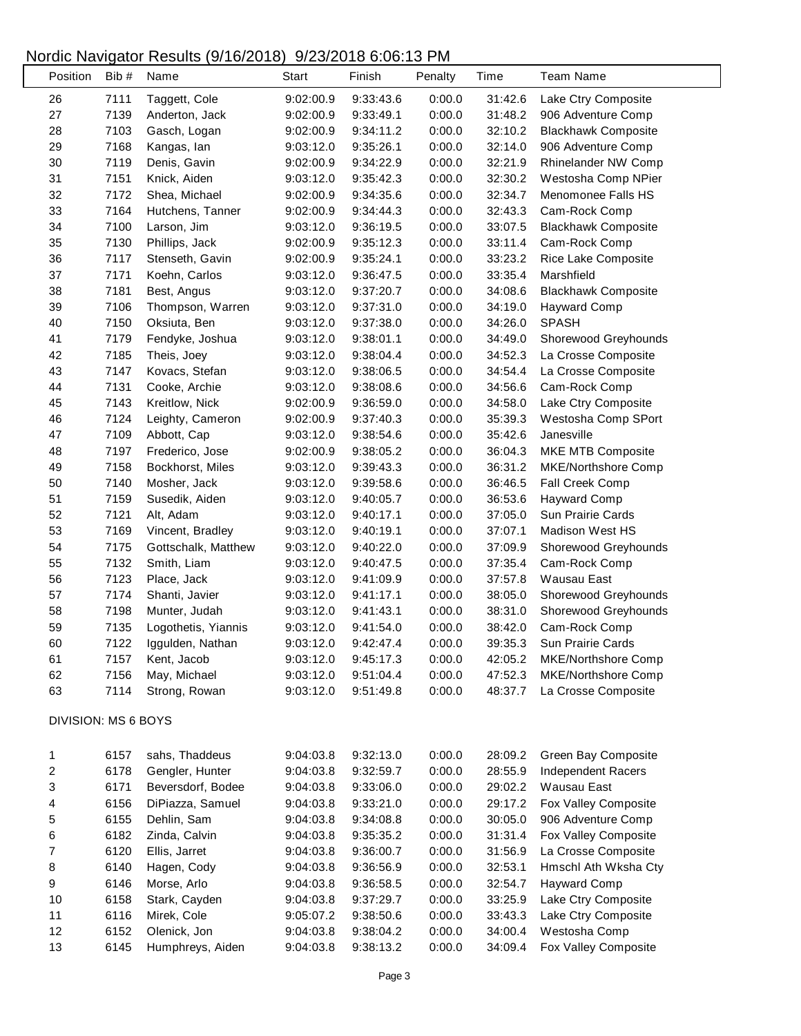# Nordic Navigator Results (9/16/2018) 9/23/2018 6:06:13 PM

| Position | Bib # | Name | Start | Finish | Penalty | Time | Team Name |
|---|---|---|---|---|---|---|---|
| 26 | 7111 | Taggett, Cole | 9:02:00.9 | 9:33:43.6 | 0:00.0 | 31:42.6 | Lake Ctry Composite |
| 27 | 7139 | Anderton, Jack | 9:02:00.9 | 9:33:49.1 | 0:00.0 | 31:48.2 | 906 Adventure Comp |
| 28 | 7103 | Gasch, Logan | 9:02:00.9 | 9:34:11.2 | 0:00.0 | 32:10.2 | Blackhawk Composite |
| 29 | 7168 | Kangas, Ian | 9:03:12.0 | 9:35:26.1 | 0:00.0 | 32:14.0 | 906 Adventure Comp |
| 30 | 7119 | Denis, Gavin | 9:02:00.9 | 9:34:22.9 | 0:00.0 | 32:21.9 | Rhinelander NW Comp |
| 31 | 7151 | Knick, Aiden | 9:03:12.0 | 9:35:42.3 | 0:00.0 | 32:30.2 | Westosha Comp NPier |
| 32 | 7172 | Shea, Michael | 9:02:00.9 | 9:34:35.6 | 0:00.0 | 32:34.7 | Menomonee Falls HS |
| 33 | 7164 | Hutchens, Tanner | 9:02:00.9 | 9:34:44.3 | 0:00.0 | 32:43.3 | Cam-Rock Comp |
| 34 | 7100 | Larson, Jim | 9:03:12.0 | 9:36:19.5 | 0:00.0 | 33:07.5 | Blackhawk Composite |
| 35 | 7130 | Phillips, Jack | 9:02:00.9 | 9:35:12.3 | 0:00.0 | 33:11.4 | Cam-Rock Comp |
| 36 | 7117 | Stenseth, Gavin | 9:02:00.9 | 9:35:24.1 | 0:00.0 | 33:23.2 | Rice Lake Composite |
| 37 | 7171 | Koehn, Carlos | 9:03:12.0 | 9:36:47.5 | 0:00.0 | 33:35.4 | Marshfield |
| 38 | 7181 | Best, Angus | 9:03:12.0 | 9:37:20.7 | 0:00.0 | 34:08.6 | Blackhawk Composite |
| 39 | 7106 | Thompson, Warren | 9:03:12.0 | 9:37:31.0 | 0:00.0 | 34:19.0 | Hayward Comp |
| 40 | 7150 | Oksiuta, Ben | 9:03:12.0 | 9:37:38.0 | 0:00.0 | 34:26.0 | SPASH |
| 41 | 7179 | Fendyke, Joshua | 9:03:12.0 | 9:38:01.1 | 0:00.0 | 34:49.0 | Shorewood Greyhounds |
| 42 | 7185 | Theis, Joey | 9:03:12.0 | 9:38:04.4 | 0:00.0 | 34:52.3 | La Crosse Composite |
| 43 | 7147 | Kovacs, Stefan | 9:03:12.0 | 9:38:06.5 | 0:00.0 | 34:54.4 | La Crosse Composite |
| 44 | 7131 | Cooke, Archie | 9:03:12.0 | 9:38:08.6 | 0:00.0 | 34:56.6 | Cam-Rock Comp |
| 45 | 7143 | Kreitlow, Nick | 9:02:00.9 | 9:36:59.0 | 0:00.0 | 34:58.0 | Lake Ctry Composite |
| 46 | 7124 | Leighty, Cameron | 9:02:00.9 | 9:37:40.3 | 0:00.0 | 35:39.3 | Westosha Comp SPort |
| 47 | 7109 | Abbott, Cap | 9:03:12.0 | 9:38:54.6 | 0:00.0 | 35:42.6 | Janesville |
| 48 | 7197 | Frederico, Jose | 9:02:00.9 | 9:38:05.2 | 0:00.0 | 36:04.3 | MKE MTB Composite |
| 49 | 7158 | Bockhorst, Miles | 9:03:12.0 | 9:39:43.3 | 0:00.0 | 36:31.2 | MKE/Northshore Comp |
| 50 | 7140 | Mosher, Jack | 9:03:12.0 | 9:39:58.6 | 0:00.0 | 36:46.5 | Fall Creek Comp |
| 51 | 7159 | Susedik, Aiden | 9:03:12.0 | 9:40:05.7 | 0:00.0 | 36:53.6 | Hayward Comp |
| 52 | 7121 | Alt, Adam | 9:03:12.0 | 9:40:17.1 | 0:00.0 | 37:05.0 | Sun Prairie Cards |
| 53 | 7169 | Vincent, Bradley | 9:03:12.0 | 9:40:19.1 | 0:00.0 | 37:07.1 | Madison West HS |
| 54 | 7175 | Gottschalk, Matthew | 9:03:12.0 | 9:40:22.0 | 0:00.0 | 37:09.9 | Shorewood Greyhounds |
| 55 | 7132 | Smith, Liam | 9:03:12.0 | 9:40:47.5 | 0:00.0 | 37:35.4 | Cam-Rock Comp |
| 56 | 7123 | Place, Jack | 9:03:12.0 | 9:41:09.9 | 0:00.0 | 37:57.8 | Wausau East |
| 57 | 7174 | Shanti, Javier | 9:03:12.0 | 9:41:17.1 | 0:00.0 | 38:05.0 | Shorewood Greyhounds |
| 58 | 7198 | Munter, Judah | 9:03:12.0 | 9:41:43.1 | 0:00.0 | 38:31.0 | Shorewood Greyhounds |
| 59 | 7135 | Logothetis, Yiannis | 9:03:12.0 | 9:41:54.0 | 0:00.0 | 38:42.0 | Cam-Rock Comp |
| 60 | 7122 | Iggulden, Nathan | 9:03:12.0 | 9:42:47.4 | 0:00.0 | 39:35.3 | Sun Prairie Cards |
| 61 | 7157 | Kent, Jacob | 9:03:12.0 | 9:45:17.3 | 0:00.0 | 42:05.2 | MKE/Northshore Comp |
| 62 | 7156 | May, Michael | 9:03:12.0 | 9:51:04.4 | 0:00.0 | 47:52.3 | MKE/Northshore Comp |
| 63 | 7114 | Strong, Rowan | 9:03:12.0 | 9:51:49.8 | 0:00.0 | 48:37.7 | La Crosse Composite |

DIVISION: MS 6 BOYS

| Position | Bib # | Name | Start | Finish | Penalty | Time | Team Name |
|---|---|---|---|---|---|---|---|
| 1 | 6157 | sahs, Thaddeus | 9:04:03.8 | 9:32:13.0 | 0:00.0 | 28:09.2 | Green Bay Composite |
| 2 | 6178 | Gengler, Hunter | 9:04:03.8 | 9:32:59.7 | 0:00.0 | 28:55.9 | Independent Racers |
| 3 | 6171 | Beversdorf, Bodee | 9:04:03.8 | 9:33:06.0 | 0:00.0 | 29:02.2 | Wausau East |
| 4 | 6156 | DiPiazza, Samuel | 9:04:03.8 | 9:33:21.0 | 0:00.0 | 29:17.2 | Fox Valley Composite |
| 5 | 6155 | Dehlin, Sam | 9:04:03.8 | 9:34:08.8 | 0:00.0 | 30:05.0 | 906 Adventure Comp |
| 6 | 6182 | Zinda, Calvin | 9:04:03.8 | 9:35:35.2 | 0:00.0 | 31:31.4 | Fox Valley Composite |
| 7 | 6120 | Ellis, Jarret | 9:04:03.8 | 9:36:00.7 | 0:00.0 | 31:56.9 | La Crosse Composite |
| 8 | 6140 | Hagen, Cody | 9:04:03.8 | 9:36:56.9 | 0:00.0 | 32:53.1 | Hmschl Ath Wksha Cty |
| 9 | 6146 | Morse, Arlo | 9:04:03.8 | 9:36:58.5 | 0:00.0 | 32:54.7 | Hayward Comp |
| 10 | 6158 | Stark, Cayden | 9:04:03.8 | 9:37:29.7 | 0:00.0 | 33:25.9 | Lake Ctry Composite |
| 11 | 6116 | Mirek, Cole | 9:05:07.2 | 9:38:50.6 | 0:00.0 | 33:43.3 | Lake Ctry Composite |
| 12 | 6152 | Olenick, Jon | 9:04:03.8 | 9:38:04.2 | 0:00.0 | 34:00.4 | Westosha Comp |
| 13 | 6145 | Humphreys, Aiden | 9:04:03.8 | 9:38:13.2 | 0:00.0 | 34:09.4 | Fox Valley Composite |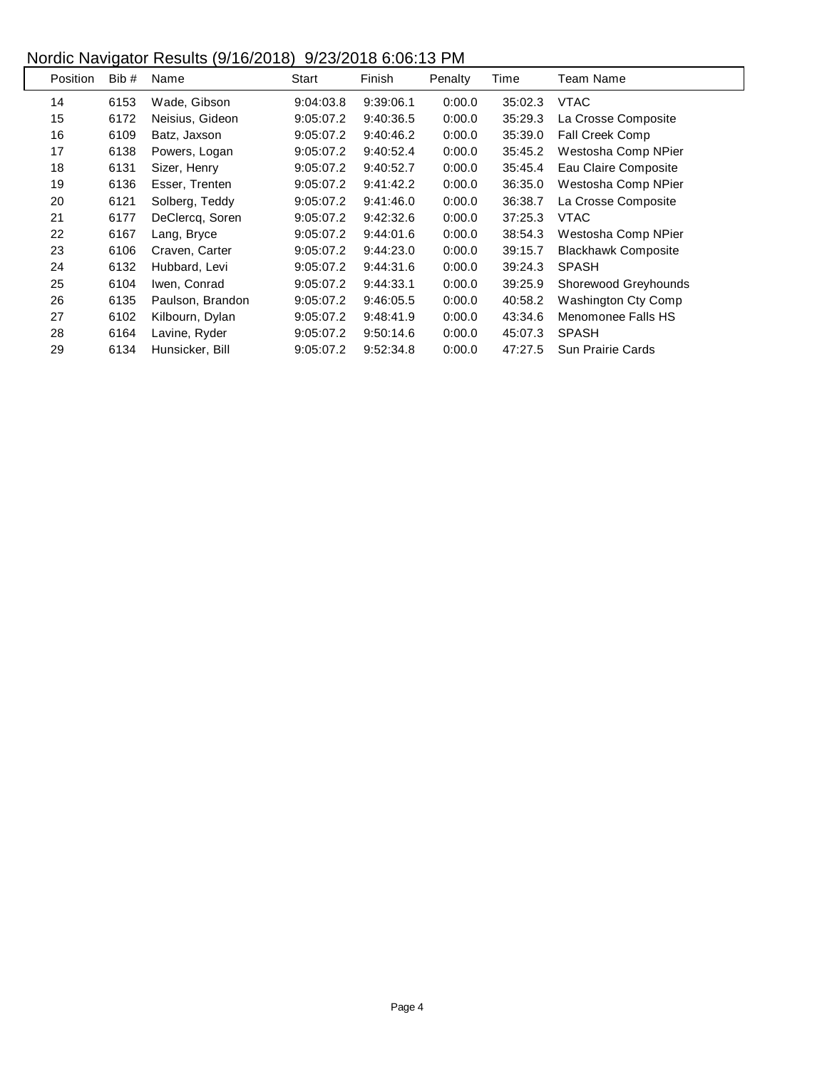# Nordic Navigator Results (9/16/2018) 9/23/2018 6:06:13 PM

| Position | Bib # | Name | Start | Finish | Penalty | Time | Team Name |
|---|---|---|---|---|---|---|---|
| 14 | 6153 | Wade, Gibson | 9:04:03.8 | 9:39:06.1 | 0:00.0 | 35:02.3 | VTAC |
| 15 | 6172 | Neisius, Gideon | 9:05:07.2 | 9:40:36.5 | 0:00.0 | 35:29.3 | La Crosse Composite |
| 16 | 6109 | Batz, Jaxson | 9:05:07.2 | 9:40:46.2 | 0:00.0 | 35:39.0 | Fall Creek Comp |
| 17 | 6138 | Powers, Logan | 9:05:07.2 | 9:40:52.4 | 0:00.0 | 35:45.2 | Westosha Comp NPier |
| 18 | 6131 | Sizer, Henry | 9:05:07.2 | 9:40:52.7 | 0:00.0 | 35:45.4 | Eau Claire Composite |
| 19 | 6136 | Esser, Trenten | 9:05:07.2 | 9:41:42.2 | 0:00.0 | 36:35.0 | Westosha Comp NPier |
| 20 | 6121 | Solberg, Teddy | 9:05:07.2 | 9:41:46.0 | 0:00.0 | 36:38.7 | La Crosse Composite |
| 21 | 6177 | DeClercq, Soren | 9:05:07.2 | 9:42:32.6 | 0:00.0 | 37:25.3 | VTAC |
| 22 | 6167 | Lang, Bryce | 9:05:07.2 | 9:44:01.6 | 0:00.0 | 38:54.3 | Westosha Comp NPier |
| 23 | 6106 | Craven, Carter | 9:05:07.2 | 9:44:23.0 | 0:00.0 | 39:15.7 | Blackhawk Composite |
| 24 | 6132 | Hubbard, Levi | 9:05:07.2 | 9:44:31.6 | 0:00.0 | 39:24.3 | SPASH |
| 25 | 6104 | Iwen, Conrad | 9:05:07.2 | 9:44:33.1 | 0:00.0 | 39:25.9 | Shorewood Greyhounds |
| 26 | 6135 | Paulson, Brandon | 9:05:07.2 | 9:46:05.5 | 0:00.0 | 40:58.2 | Washington Cty Comp |
| 27 | 6102 | Kilbourn, Dylan | 9:05:07.2 | 9:48:41.9 | 0:00.0 | 43:34.6 | Menomonee Falls HS |
| 28 | 6164 | Lavine, Ryder | 9:05:07.2 | 9:50:14.6 | 0:00.0 | 45:07.3 | SPASH |
| 29 | 6134 | Hunsicker, Bill | 9:05:07.2 | 9:52:34.8 | 0:00.0 | 47:27.5 | Sun Prairie Cards |